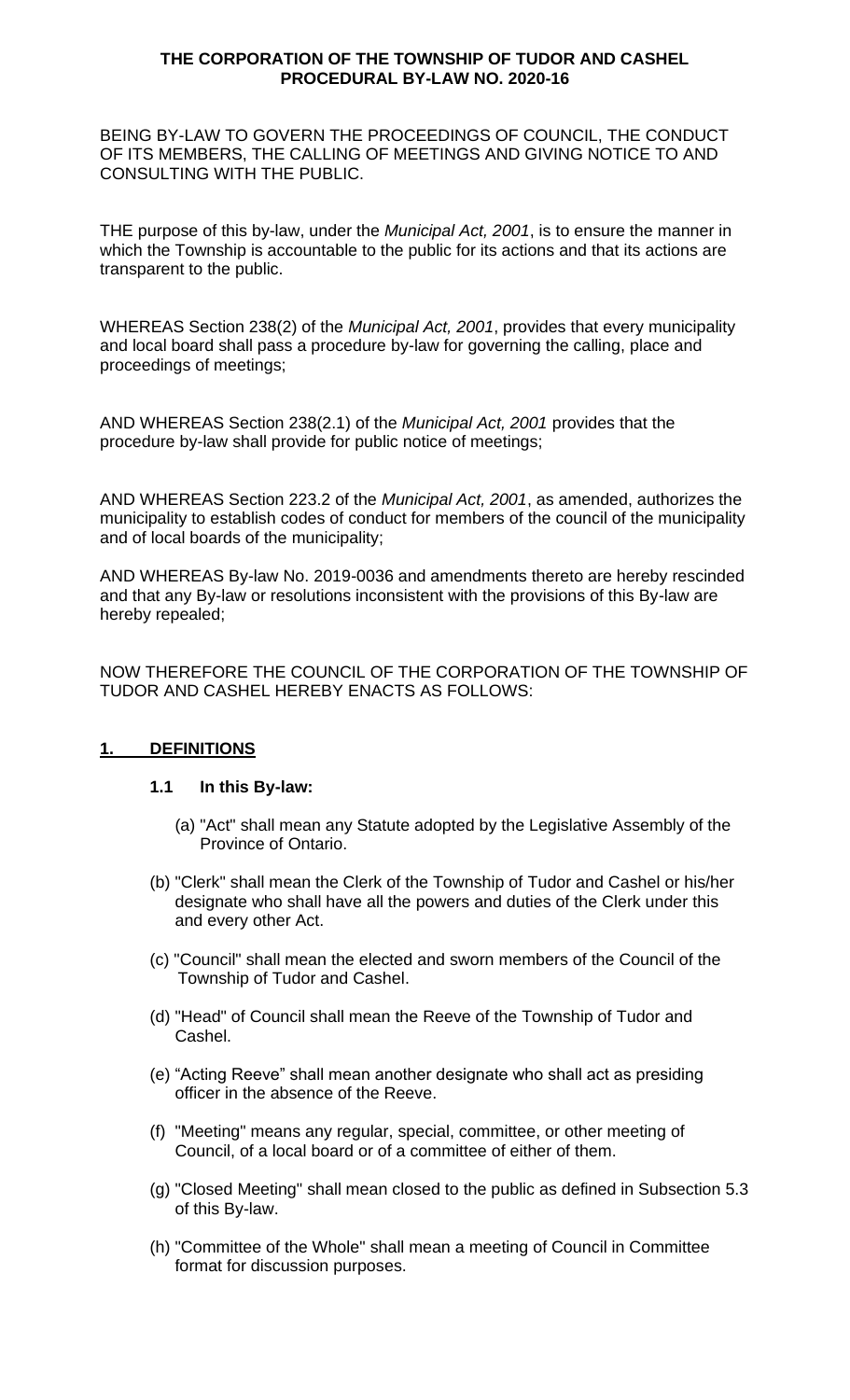# THE CORPORATION OF THE TOWNSHIP OF TUDOR AND CASHEL
# PROCEDURAL BY-LAW NO. 2020-16

BEING BY-LAW TO GOVERN THE PROCEEDINGS OF COUNCIL, THE CONDUCT OF ITS MEMBERS, THE CALLING OF MEETINGS AND GIVING NOTICE TO AND CONSULTING WITH THE PUBLIC.

THE purpose of this by-law, under the *Municipal Act, 2001*, is to ensure the manner in which the Township is accountable to the public for its actions and that its actions are transparent to the public.

WHEREAS Section 238(2) of the *Municipal Act, 2001*, provides that every municipality and local board shall pass a procedure by-law for governing the calling, place and proceedings of meetings;

AND WHEREAS Section 238(2.1) of the *Municipal Act, 2001* provides that the procedure by-law shall provide for public notice of meetings;

AND WHEREAS Section 223.2 of the *Municipal Act, 2001*, as amended, authorizes the municipality to establish codes of conduct for members of the council of the municipality and of local boards of the municipality;

AND WHEREAS By-law No. 2019-0036 and amendments thereto are hereby rescinded and that any By-law or resolutions inconsistent with the provisions of this By-law are hereby repealed;

NOW THEREFORE THE COUNCIL OF THE CORPORATION OF THE TOWNSHIP OF TUDOR AND CASHEL HEREBY ENACTS AS FOLLOWS:

## 1. DEFINITIONS

### 1.1 In this By-law:

(a) "Act" shall mean any Statute adopted by the Legislative Assembly of the Province of Ontario.

(b) "Clerk" shall mean the Clerk of the Township of Tudor and Cashel or his/her designate who shall have all the powers and duties of the Clerk under this and every other Act.

(c) "Council" shall mean the elected and sworn members of the Council of the Township of Tudor and Cashel.

(d) "Head" of Council shall mean the Reeve of the Township of Tudor and Cashel.

(e) "Acting Reeve" shall mean another designate who shall act as presiding officer in the absence of the Reeve.

(f) "Meeting" means any regular, special, committee, or other meeting of Council, of a local board or of a committee of either of them.

(g) "Closed Meeting" shall mean closed to the public as defined in Subsection 5.3 of this By-law.

(h) "Committee of the Whole" shall mean a meeting of Council in Committee format for discussion purposes.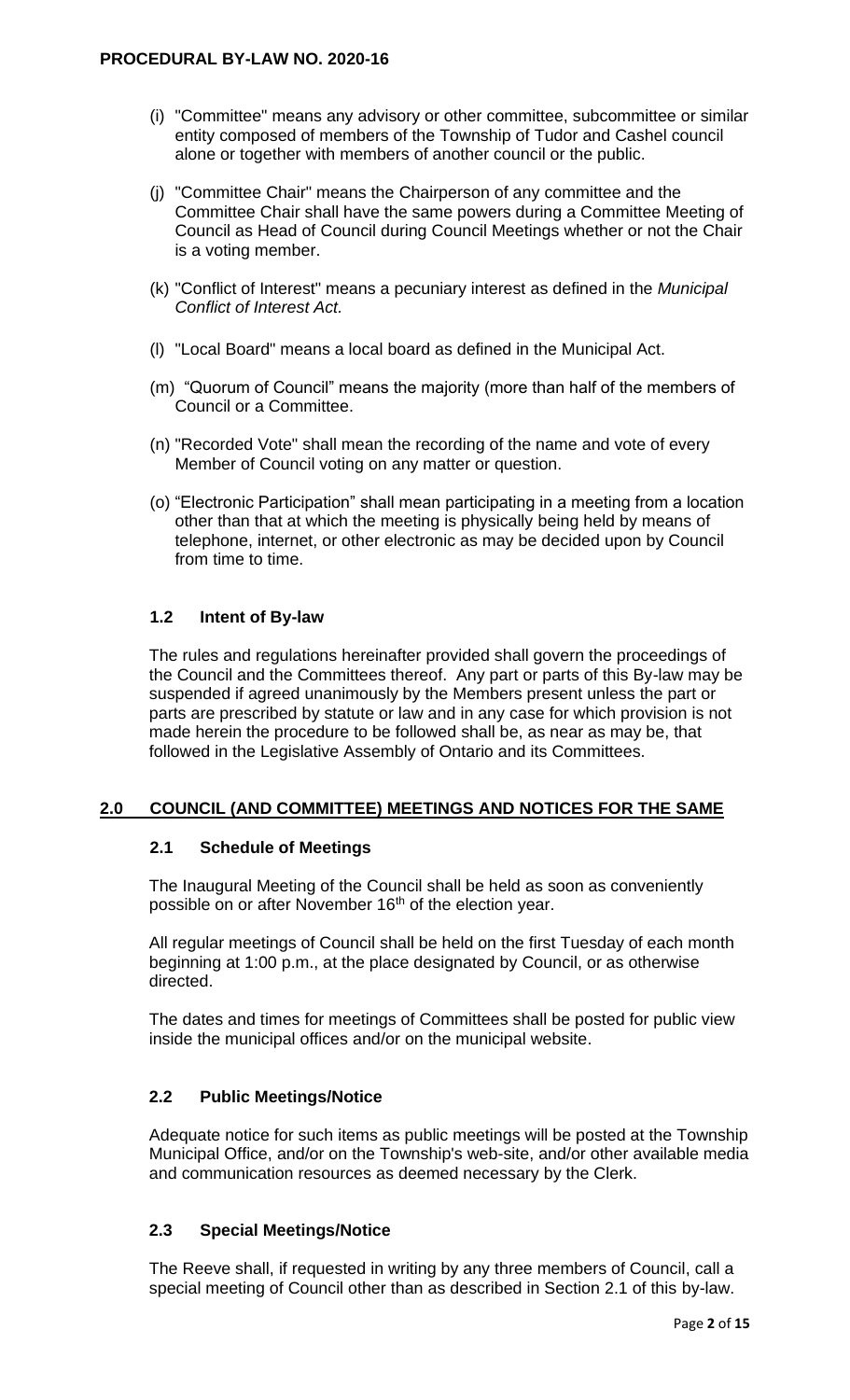- (i) "Committee" means any advisory or other committee, subcommittee or similar entity composed of members of the Township of Tudor and Cashel council alone or together with members of another council or the public.
- (j) "Committee Chair" means the Chairperson of any committee and the Committee Chair shall have the same powers during a Committee Meeting of Council as Head of Council during Council Meetings whether or not the Chair is a voting member.
- (k) "Conflict of Interest" means a pecuniary interest as defined in the *Municipal Conflict of Interest Act.*
- (l) "Local Board" means a local board as defined in the Municipal Act.
- (m) "Quorum of Council" means the majority (more than half of the members of Council or a Committee.
- (n) "Recorded Vote" shall mean the recording of the name and vote of every Member of Council voting on any matter or question.
- (o) "Electronic Participation" shall mean participating in a meeting from a location other than that at which the meeting is physically being held by means of telephone, internet, or other electronic as may be decided upon by Council from time to time.

### 1.2 Intent of By-law

The rules and regulations hereinafter provided shall govern the proceedings of the Council and the Committees thereof. Any part or parts of this By-law may be suspended if agreed unanimously by the Members present unless the part or parts are prescribed by statute or law and in any case for which provision is not made herein the procedure to be followed shall be, as near as may be, that followed in the Legislative Assembly of Ontario and its Committees.

## 2.0 COUNCIL (AND COMMITTEE) MEETINGS AND NOTICES FOR THE SAME

### 2.1 Schedule of Meetings

The Inaugural Meeting of the Council shall be held as soon as conveniently possible on or after November 16th of the election year.

All regular meetings of Council shall be held on the first Tuesday of each month beginning at 1:00 p.m., at the place designated by Council, or as otherwise directed.

The dates and times for meetings of Committees shall be posted for public view inside the municipal offices and/or on the municipal website.

### 2.2 Public Meetings/Notice

Adequate notice for such items as public meetings will be posted at the Township Municipal Office, and/or on the Township's web-site, and/or other available media and communication resources as deemed necessary by the Clerk.

### 2.3 Special Meetings/Notice

The Reeve shall, if requested in writing by any three members of Council, call a special meeting of Council other than as described in Section 2.1 of this by-law.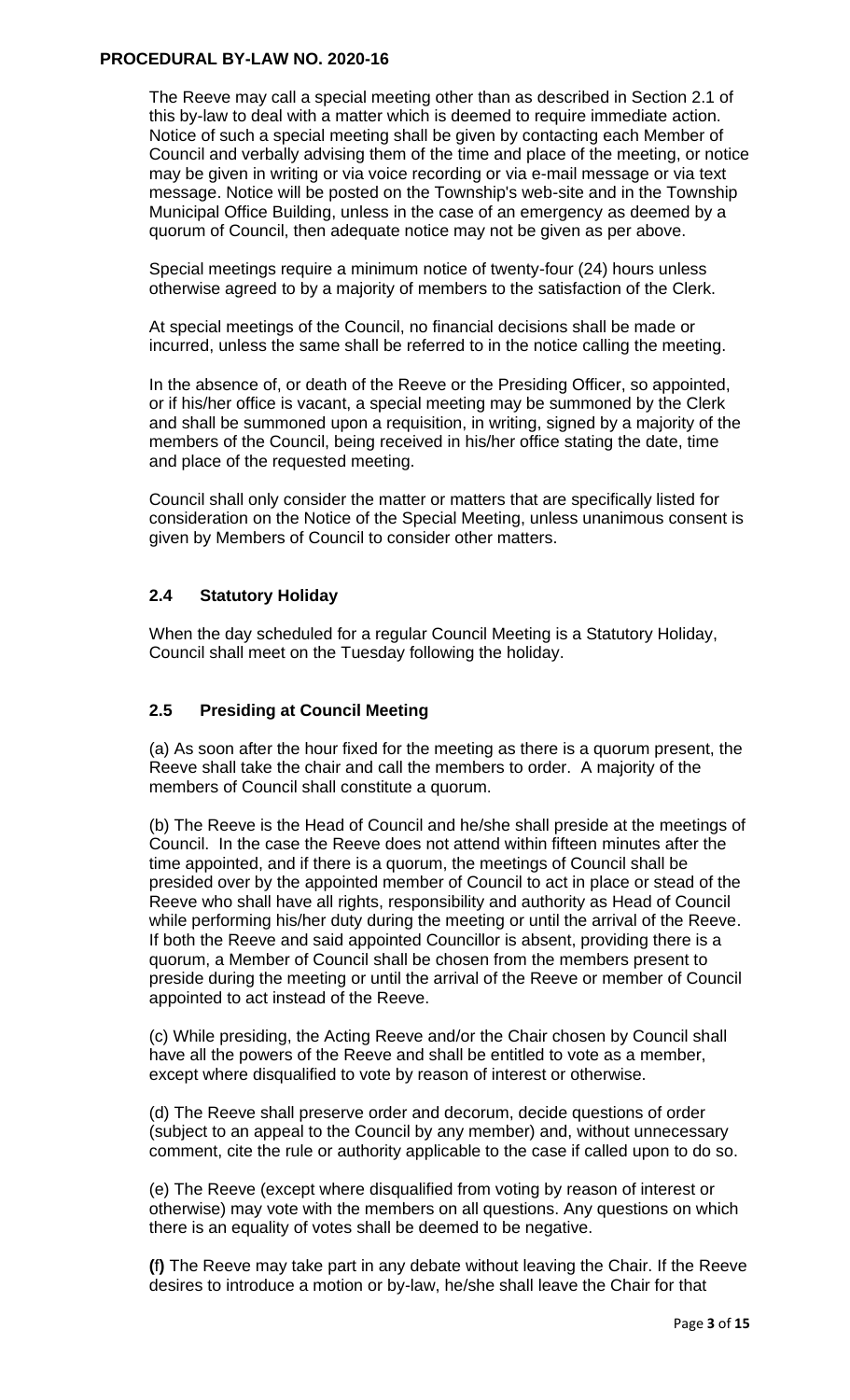The Reeve may call a special meeting other than as described in Section 2.1 of this by-law to deal with a matter which is deemed to require immediate action. Notice of such a special meeting shall be given by contacting each Member of Council and verbally advising them of the time and place of the meeting, or notice may be given in writing or via voice recording or via e-mail message or via text message. Notice will be posted on the Township's web-site and in the Township Municipal Office Building, unless in the case of an emergency as deemed by a quorum of Council, then adequate notice may not be given as per above.

Special meetings require a minimum notice of twenty-four (24) hours unless otherwise agreed to by a majority of members to the satisfaction of the Clerk.

At special meetings of the Council, no financial decisions shall be made or incurred, unless the same shall be referred to in the notice calling the meeting.

In the absence of, or death of the Reeve or the Presiding Officer, so appointed, or if his/her office is vacant, a special meeting may be summoned by the Clerk and shall be summoned upon a requisition, in writing, signed by a majority of the members of the Council, being received in his/her office stating the date, time and place of the requested meeting.

Council shall only consider the matter or matters that are specifically listed for consideration on the Notice of the Special Meeting, unless unanimous consent is given by Members of Council to consider other matters.

### 2.4 Statutory Holiday

When the day scheduled for a regular Council Meeting is a Statutory Holiday, Council shall meet on the Tuesday following the holiday.

### 2.5 Presiding at Council Meeting

(a) As soon after the hour fixed for the meeting as there is a quorum present, the Reeve shall take the chair and call the members to order. A majority of the members of Council shall constitute a quorum.

(b) The Reeve is the Head of Council and he/she shall preside at the meetings of Council. In the case the Reeve does not attend within fifteen minutes after the time appointed, and if there is a quorum, the meetings of Council shall be presided over by the appointed member of Council to act in place or stead of the Reeve who shall have all rights, responsibility and authority as Head of Council while performing his/her duty during the meeting or until the arrival of the Reeve. If both the Reeve and said appointed Councillor is absent, providing there is a quorum, a Member of Council shall be chosen from the members present to preside during the meeting or until the arrival of the Reeve or member of Council appointed to act instead of the Reeve.

(c) While presiding, the Acting Reeve and/or the Chair chosen by Council shall have all the powers of the Reeve and shall be entitled to vote as a member, except where disqualified to vote by reason of interest or otherwise.

(d) The Reeve shall preserve order and decorum, decide questions of order (subject to an appeal to the Council by any member) and, without unnecessary comment, cite the rule or authority applicable to the case if called upon to do so.

(e) The Reeve (except where disqualified from voting by reason of interest or otherwise) may vote with the members on all questions. Any questions on which there is an equality of votes shall be deemed to be negative.

**(f)** The Reeve may take part in any debate without leaving the Chair. If the Reeve desires to introduce a motion or by-law, he/she shall leave the Chair for that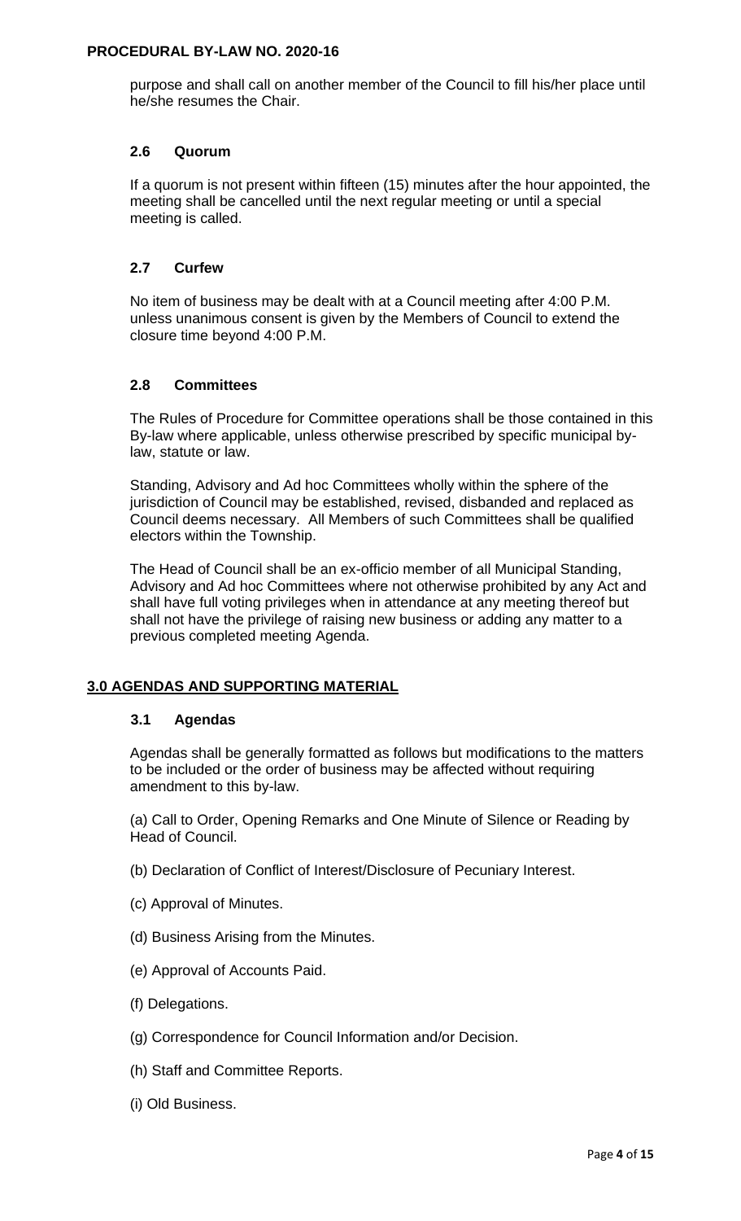purpose and shall call on another member of the Council to fill his/her place until he/she resumes the Chair.

### 2.6 Quorum

If a quorum is not present within fifteen (15) minutes after the hour appointed, the meeting shall be cancelled until the next regular meeting or until a special meeting is called.

### 2.7 Curfew

No item of business may be dealt with at a Council meeting after 4:00 P.M. unless unanimous consent is given by the Members of Council to extend the closure time beyond 4:00 P.M.

### 2.8 Committees

The Rules of Procedure for Committee operations shall be those contained in this By-law where applicable, unless otherwise prescribed by specific municipal by-law, statute or law.

Standing, Advisory and Ad hoc Committees wholly within the sphere of the jurisdiction of Council may be established, revised, disbanded and replaced as Council deems necessary. All Members of such Committees shall be qualified electors within the Township.

The Head of Council shall be an ex-officio member of all Municipal Standing, Advisory and Ad hoc Committees where not otherwise prohibited by any Act and shall have full voting privileges when in attendance at any meeting thereof but shall not have the privilege of raising new business or adding any matter to a previous completed meeting Agenda.

## 3.0 AGENDAS AND SUPPORTING MATERIAL

### 3.1 Agendas

Agendas shall be generally formatted as follows but modifications to the matters to be included or the order of business may be affected without requiring amendment to this by-law.

(a) Call to Order, Opening Remarks and One Minute of Silence or Reading by Head of Council.

(b) Declaration of Conflict of Interest/Disclosure of Pecuniary Interest.

(c) Approval of Minutes.

(d) Business Arising from the Minutes.

(e) Approval of Accounts Paid.

(f) Delegations.

(g) Correspondence for Council Information and/or Decision.

(h) Staff and Committee Reports.

(i) Old Business.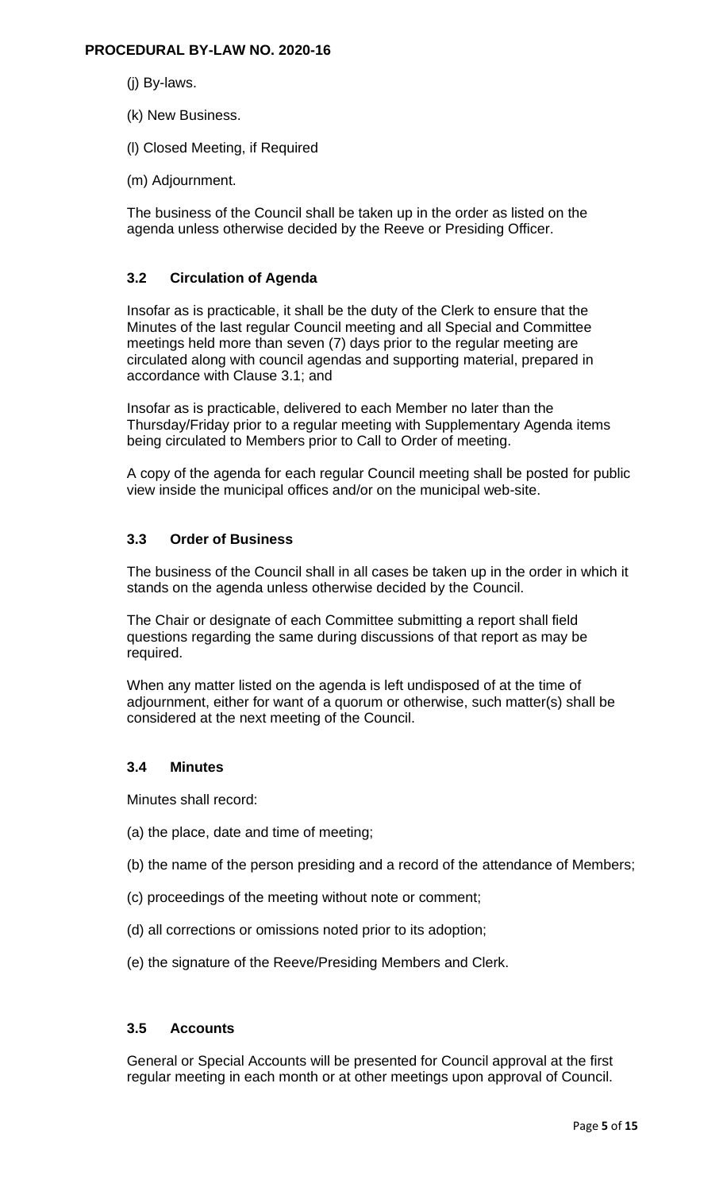(j) By-laws.

(k) New Business.

(l) Closed Meeting, if Required

(m) Adjournment.

The business of the Council shall be taken up in the order as listed on the agenda unless otherwise decided by the Reeve or Presiding Officer.

### 3.2 Circulation of Agenda

Insofar as is practicable, it shall be the duty of the Clerk to ensure that the Minutes of the last regular Council meeting and all Special and Committee meetings held more than seven (7) days prior to the regular meeting are circulated along with council agendas and supporting material, prepared in accordance with Clause 3.1; and

Insofar as is practicable, delivered to each Member no later than the Thursday/Friday prior to a regular meeting with Supplementary Agenda items being circulated to Members prior to Call to Order of meeting.

A copy of the agenda for each regular Council meeting shall be posted for public view inside the municipal offices and/or on the municipal web-site.

### 3.3 Order of Business

The business of the Council shall in all cases be taken up in the order in which it stands on the agenda unless otherwise decided by the Council.

The Chair or designate of each Committee submitting a report shall field questions regarding the same during discussions of that report as may be required.

When any matter listed on the agenda is left undisposed of at the time of adjournment, either for want of a quorum or otherwise, such matter(s) shall be considered at the next meeting of the Council.

### 3.4 Minutes

Minutes shall record:

(a) the place, date and time of meeting;

(b) the name of the person presiding and a record of the attendance of Members;

(c) proceedings of the meeting without note or comment;

(d) all corrections or omissions noted prior to its adoption;

(e) the signature of the Reeve/Presiding Members and Clerk.

### 3.5 Accounts

General or Special Accounts will be presented for Council approval at the first regular meeting in each month or at other meetings upon approval of Council.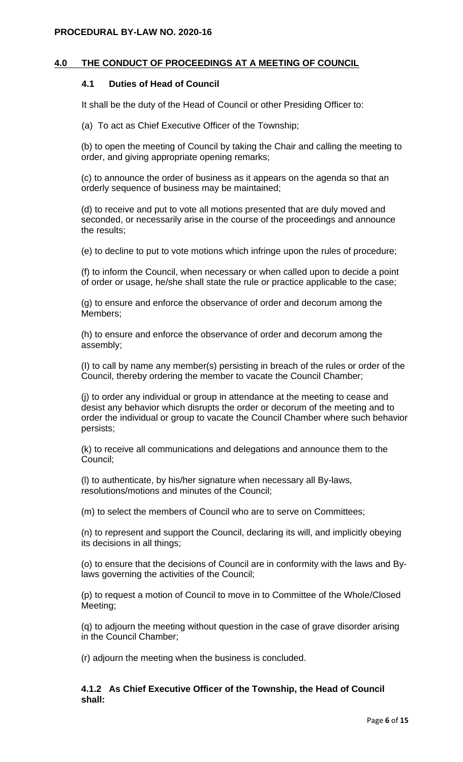## 4.0 THE CONDUCT OF PROCEEDINGS AT A MEETING OF COUNCIL

### 4.1 Duties of Head of Council

It shall be the duty of the Head of Council or other Presiding Officer to:

(a) To act as Chief Executive Officer of the Township;

(b) to open the meeting of Council by taking the Chair and calling the meeting to order, and giving appropriate opening remarks;

(c) to announce the order of business as it appears on the agenda so that an orderly sequence of business may be maintained;

(d) to receive and put to vote all motions presented that are duly moved and seconded, or necessarily arise in the course of the proceedings and announce the results;

(e) to decline to put to vote motions which infringe upon the rules of procedure;

(f) to inform the Council, when necessary or when called upon to decide a point of order or usage, he/she shall state the rule or practice applicable to the case;

(g) to ensure and enforce the observance of order and decorum among the Members;

(h) to ensure and enforce the observance of order and decorum among the assembly;

(I) to call by name any member(s) persisting in breach of the rules or order of the Council, thereby ordering the member to vacate the Council Chamber;

(j) to order any individual or group in attendance at the meeting to cease and desist any behavior which disrupts the order or decorum of the meeting and to order the individual or group to vacate the Council Chamber where such behavior persists;

(k) to receive all communications and delegations and announce them to the Council;

(l) to authenticate, by his/her signature when necessary all By-laws, resolutions/motions and minutes of the Council;

(m) to select the members of Council who are to serve on Committees;

(n) to represent and support the Council, declaring its will, and implicitly obeying its decisions in all things;

(o) to ensure that the decisions of Council are in conformity with the laws and By-laws governing the activities of the Council;

(p) to request a motion of Council to move in to Committee of the Whole/Closed Meeting;

(q) to adjourn the meeting without question in the case of grave disorder arising in the Council Chamber;

(r) adjourn the meeting when the business is concluded.

**4.1.2 As Chief Executive Officer of the Township, the Head of Council shall:**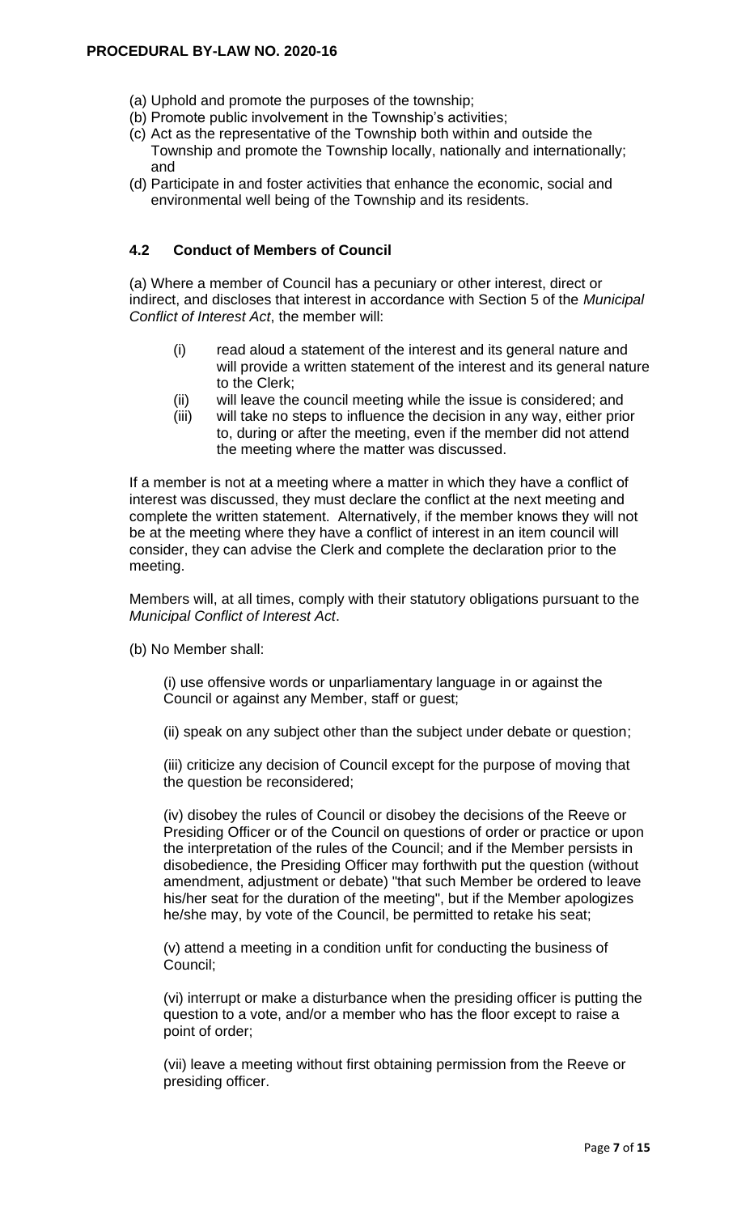(a) Uphold and promote the purposes of the township;
(b) Promote public involvement in the Township's activities;
(c) Act as the representative of the Township both within and outside the Township and promote the Township locally, nationally and internationally; and
(d) Participate in and foster activities that enhance the economic, social and environmental well being of the Township and its residents.

### 4.2 Conduct of Members of Council

(a) Where a member of Council has a pecuniary or other interest, direct or indirect, and discloses that interest in accordance with Section 5 of the *Municipal Conflict of Interest Act*, the member will:

(i) read aloud a statement of the interest and its general nature and will provide a written statement of the interest and its general nature to the Clerk;
(ii) will leave the council meeting while the issue is considered; and
(iii) will take no steps to influence the decision in any way, either prior to, during or after the meeting, even if the member did not attend the meeting where the matter was discussed.

If a member is not at a meeting where a matter in which they have a conflict of interest was discussed, they must declare the conflict at the next meeting and complete the written statement. Alternatively, if the member knows they will not be at the meeting where they have a conflict of interest in an item council will consider, they can advise the Clerk and complete the declaration prior to the meeting.

Members will, at all times, comply with their statutory obligations pursuant to the *Municipal Conflict of Interest Act*.

(b) No Member shall:

(i) use offensive words or unparliamentary language in or against the Council or against any Member, staff or guest;

(ii) speak on any subject other than the subject under debate or question;

(iii) criticize any decision of Council except for the purpose of moving that the question be reconsidered;

(iv) disobey the rules of Council or disobey the decisions of the Reeve or Presiding Officer or of the Council on questions of order or practice or upon the interpretation of the rules of the Council; and if the Member persists in disobedience, the Presiding Officer may forthwith put the question (without amendment, adjustment or debate) "that such Member be ordered to leave his/her seat for the duration of the meeting", but if the Member apologizes he/she may, by vote of the Council, be permitted to retake his seat;

(v) attend a meeting in a condition unfit for conducting the business of Council;

(vi) interrupt or make a disturbance when the presiding officer is putting the question to a vote, and/or a member who has the floor except to raise a point of order;

(vii) leave a meeting without first obtaining permission from the Reeve or presiding officer.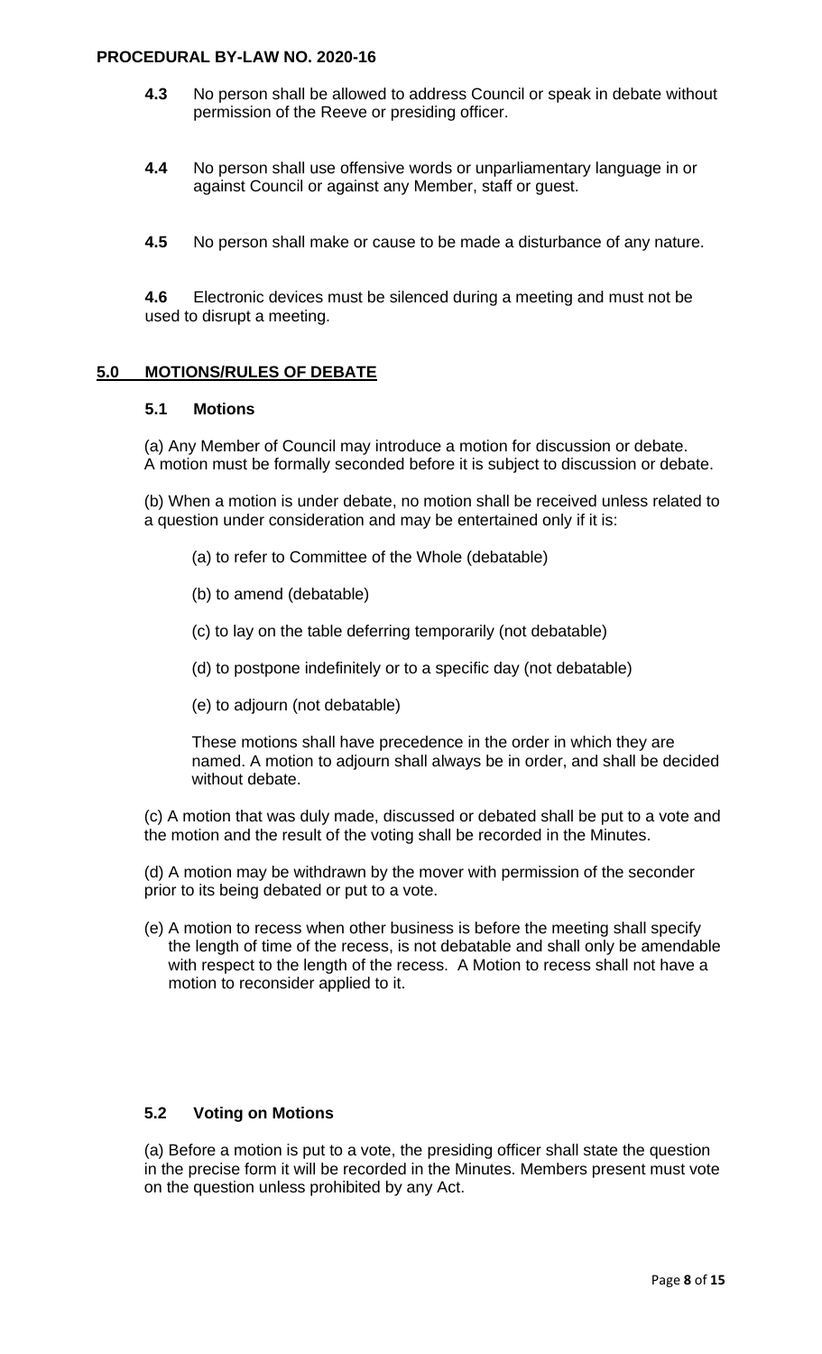**4.3** No person shall be allowed to address Council or speak in debate without permission of the Reeve or presiding officer.

**4.4** No person shall use offensive words or unparliamentary language in or against Council or against any Member, staff or guest.

**4.5** No person shall make or cause to be made a disturbance of any nature.

**4.6** Electronic devices must be silenced during a meeting and must not be used to disrupt a meeting.

## 5.0 MOTIONS/RULES OF DEBATE

### 5.1 Motions

(a) Any Member of Council may introduce a motion for discussion or debate. A motion must be formally seconded before it is subject to discussion or debate.

(b) When a motion is under debate, no motion shall be received unless related to a question under consideration and may be entertained only if it is:

(a) to refer to Committee of the Whole (debatable)

(b) to amend (debatable)

(c) to lay on the table deferring temporarily (not debatable)

(d) to postpone indefinitely or to a specific day (not debatable)

(e) to adjourn (not debatable)

These motions shall have precedence in the order in which they are named. A motion to adjourn shall always be in order, and shall be decided without debate.

(c) A motion that was duly made, discussed or debated shall be put to a vote and the motion and the result of the voting shall be recorded in the Minutes.

(d) A motion may be withdrawn by the mover with permission of the seconder prior to its being debated or put to a vote.

(e) A motion to recess when other business is before the meeting shall specify the length of time of the recess, is not debatable and shall only be amendable with respect to the length of the recess. A Motion to recess shall not have a motion to reconsider applied to it.

### 5.2 Voting on Motions

(a) Before a motion is put to a vote, the presiding officer shall state the question in the precise form it will be recorded in the Minutes. Members present must vote on the question unless prohibited by any Act.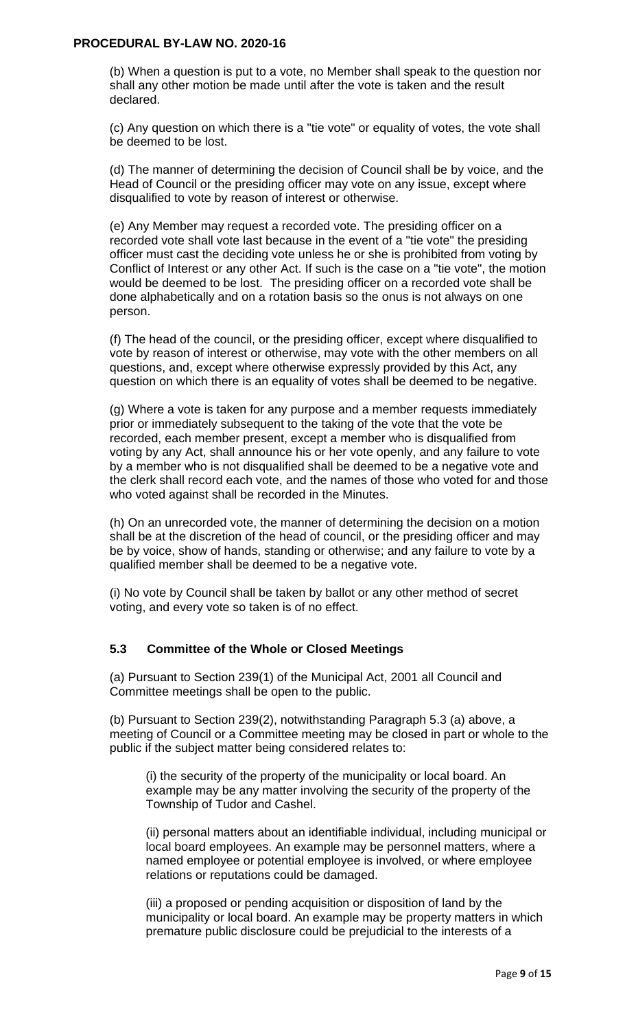(b) When a question is put to a vote, no Member shall speak to the question nor shall any other motion be made until after the vote is taken and the result declared.

(c) Any question on which there is a "tie vote" or equality of votes, the vote shall be deemed to be lost.

(d) The manner of determining the decision of Council shall be by voice, and the Head of Council or the presiding officer may vote on any issue, except where disqualified to vote by reason of interest or otherwise.

(e) Any Member may request a recorded vote. The presiding officer on a recorded vote shall vote last because in the event of a "tie vote" the presiding officer must cast the deciding vote unless he or she is prohibited from voting by Conflict of Interest or any other Act. If such is the case on a "tie vote", the motion would be deemed to be lost. The presiding officer on a recorded vote shall be done alphabetically and on a rotation basis so the onus is not always on one person.

(f) The head of the council, or the presiding officer, except where disqualified to vote by reason of interest or otherwise, may vote with the other members on all questions, and, except where otherwise expressly provided by this Act, any question on which there is an equality of votes shall be deemed to be negative.

(g) Where a vote is taken for any purpose and a member requests immediately prior or immediately subsequent to the taking of the vote that the vote be recorded, each member present, except a member who is disqualified from voting by any Act, shall announce his or her vote openly, and any failure to vote by a member who is not disqualified shall be deemed to be a negative vote and the clerk shall record each vote, and the names of those who voted for and those who voted against shall be recorded in the Minutes.

(h) On an unrecorded vote, the manner of determining the decision on a motion shall be at the discretion of the head of council, or the presiding officer and may be by voice, show of hands, standing or otherwise; and any failure to vote by a qualified member shall be deemed to be a negative vote.

(i) No vote by Council shall be taken by ballot or any other method of secret voting, and every vote so taken is of no effect.

### 5.3 Committee of the Whole or Closed Meetings

(a) Pursuant to Section 239(1) of the Municipal Act, 2001 all Council and Committee meetings shall be open to the public.

(b) Pursuant to Section 239(2), notwithstanding Paragraph 5.3 (a) above, a meeting of Council or a Committee meeting may be closed in part or whole to the public if the subject matter being considered relates to:

(i) the security of the property of the municipality or local board. An example may be any matter involving the security of the property of the Township of Tudor and Cashel.

(ii) personal matters about an identifiable individual, including municipal or local board employees. An example may be personnel matters, where a named employee or potential employee is involved, or where employee relations or reputations could be damaged.

(iii) a proposed or pending acquisition or disposition of land by the municipality or local board. An example may be property matters in which premature public disclosure could be prejudicial to the interests of a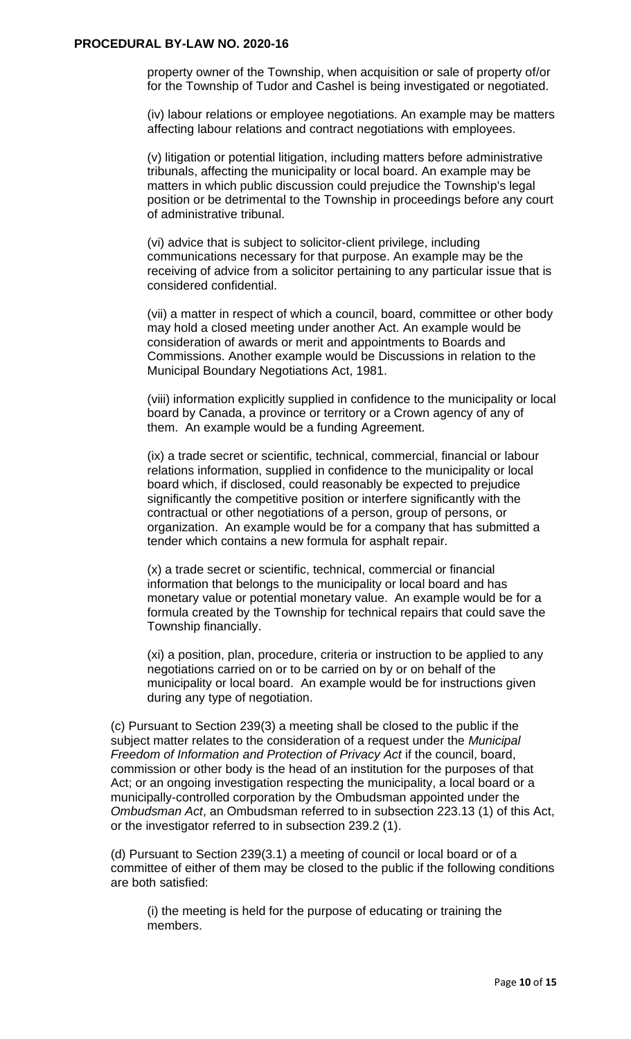property owner of the Township, when acquisition or sale of property of/or for the Township of Tudor and Cashel is being investigated or negotiated.

(iv) labour relations or employee negotiations. An example may be matters affecting labour relations and contract negotiations with employees.

(v) litigation or potential litigation, including matters before administrative tribunals, affecting the municipality or local board. An example may be matters in which public discussion could prejudice the Township's legal position or be detrimental to the Township in proceedings before any court of administrative tribunal.

(vi) advice that is subject to solicitor-client privilege, including communications necessary for that purpose. An example may be the receiving of advice from a solicitor pertaining to any particular issue that is considered confidential.

(vii) a matter in respect of which a council, board, committee or other body may hold a closed meeting under another Act. An example would be consideration of awards or merit and appointments to Boards and Commissions. Another example would be Discussions in relation to the Municipal Boundary Negotiations Act, 1981.

(viii) information explicitly supplied in confidence to the municipality or local board by Canada, a province or territory or a Crown agency of any of them. An example would be a funding Agreement.

(ix) a trade secret or scientific, technical, commercial, financial or labour relations information, supplied in confidence to the municipality or local board which, if disclosed, could reasonably be expected to prejudice significantly the competitive position or interfere significantly with the contractual or other negotiations of a person, group of persons, or organization. An example would be for a company that has submitted a tender which contains a new formula for asphalt repair.

(x) a trade secret or scientific, technical, commercial or financial information that belongs to the municipality or local board and has monetary value or potential monetary value. An example would be for a formula created by the Township for technical repairs that could save the Township financially.

(xi) a position, plan, procedure, criteria or instruction to be applied to any negotiations carried on or to be carried on by or on behalf of the municipality or local board. An example would be for instructions given during any type of negotiation.

(c) Pursuant to Section 239(3) a meeting shall be closed to the public if the subject matter relates to the consideration of a request under the *Municipal Freedom of Information and Protection of Privacy Act* if the council, board, commission or other body is the head of an institution for the purposes of that Act; or an ongoing investigation respecting the municipality, a local board or a municipally-controlled corporation by the Ombudsman appointed under the *Ombudsman Act*, an Ombudsman referred to in subsection 223.13 (1) of this Act, or the investigator referred to in subsection 239.2 (1).

(d) Pursuant to Section 239(3.1) a meeting of council or local board or of a committee of either of them may be closed to the public if the following conditions are both satisfied:

(i) the meeting is held for the purpose of educating or training the members.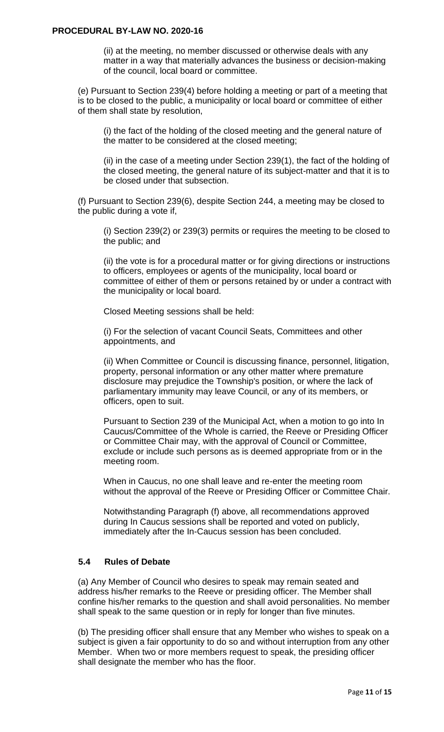(ii) at the meeting, no member discussed or otherwise deals with any matter in a way that materially advances the business or decision-making of the council, local board or committee.

(e) Pursuant to Section 239(4) before holding a meeting or part of a meeting that is to be closed to the public, a municipality or local board or committee of either of them shall state by resolution,

(i) the fact of the holding of the closed meeting and the general nature of the matter to be considered at the closed meeting;

(ii) in the case of a meeting under Section 239(1), the fact of the holding of the closed meeting, the general nature of its subject-matter and that it is to be closed under that subsection.

(f) Pursuant to Section 239(6), despite Section 244, a meeting may be closed to the public during a vote if,

(i) Section 239(2) or 239(3) permits or requires the meeting to be closed to the public; and

(ii) the vote is for a procedural matter or for giving directions or instructions to officers, employees or agents of the municipality, local board or committee of either of them or persons retained by or under a contract with the municipality or local board.

Closed Meeting sessions shall be held:

(i) For the selection of vacant Council Seats, Committees and other appointments, and

(ii) When Committee or Council is discussing finance, personnel, litigation, property, personal information or any other matter where premature disclosure may prejudice the Township's position, or where the lack of parliamentary immunity may leave Council, or any of its members, or officers, open to suit.

Pursuant to Section 239 of the Municipal Act, when a motion to go into In Caucus/Committee of the Whole is carried, the Reeve or Presiding Officer or Committee Chair may, with the approval of Council or Committee, exclude or include such persons as is deemed appropriate from or in the meeting room.

When in Caucus, no one shall leave and re-enter the meeting room without the approval of the Reeve or Presiding Officer or Committee Chair.

Notwithstanding Paragraph (f) above, all recommendations approved during In Caucus sessions shall be reported and voted on publicly, immediately after the In-Caucus session has been concluded.

### 5.4 Rules of Debate

(a) Any Member of Council who desires to speak may remain seated and address his/her remarks to the Reeve or presiding officer. The Member shall confine his/her remarks to the question and shall avoid personalities. No member shall speak to the same question or in reply for longer than five minutes.

(b) The presiding officer shall ensure that any Member who wishes to speak on a subject is given a fair opportunity to do so and without interruption from any other Member. When two or more members request to speak, the presiding officer shall designate the member who has the floor.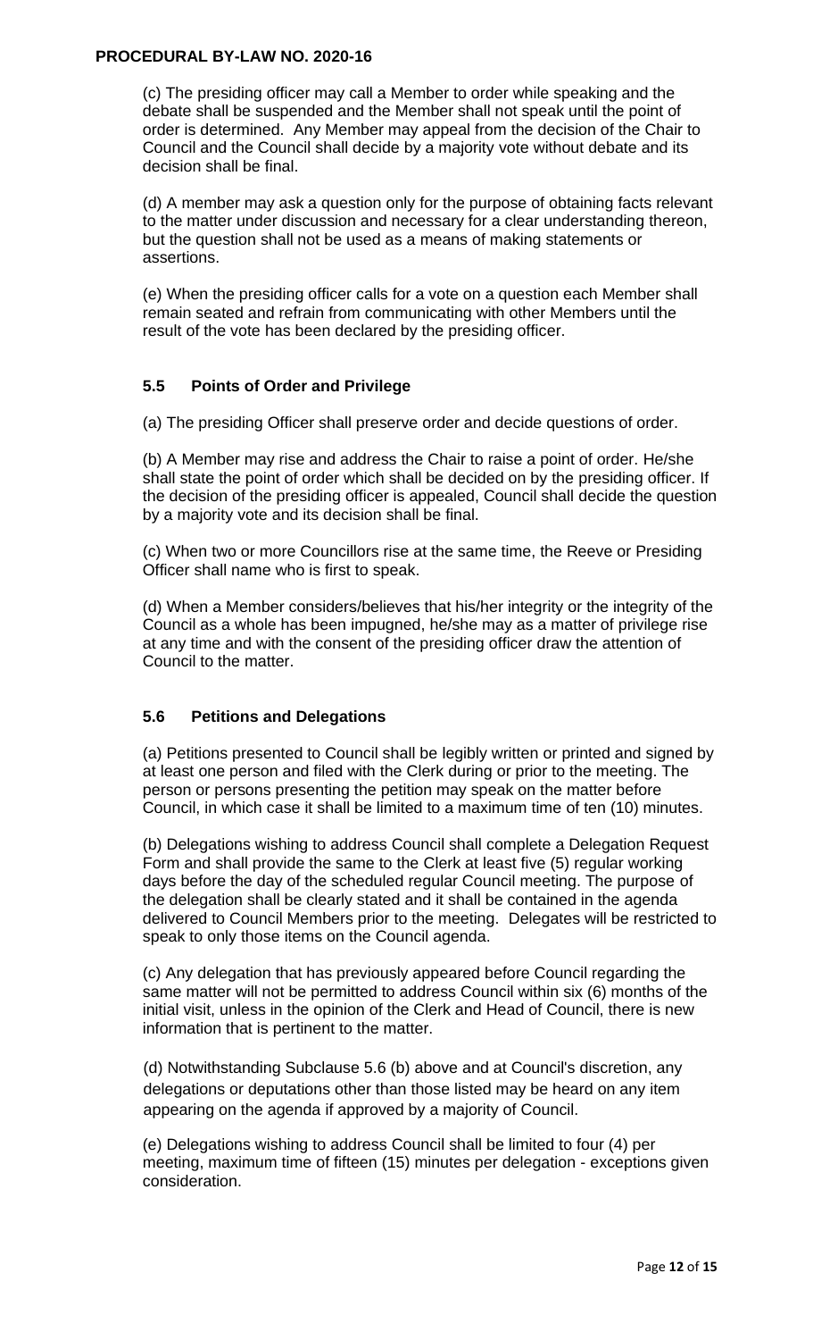(c) The presiding officer may call a Member to order while speaking and the debate shall be suspended and the Member shall not speak until the point of order is determined. Any Member may appeal from the decision of the Chair to Council and the Council shall decide by a majority vote without debate and its decision shall be final.

(d) A member may ask a question only for the purpose of obtaining facts relevant to the matter under discussion and necessary for a clear understanding thereon, but the question shall not be used as a means of making statements or assertions.

(e) When the presiding officer calls for a vote on a question each Member shall remain seated and refrain from communicating with other Members until the result of the vote has been declared by the presiding officer.

### 5.5 Points of Order and Privilege

(a) The presiding Officer shall preserve order and decide questions of order.

(b) A Member may rise and address the Chair to raise a point of order. He/she shall state the point of order which shall be decided on by the presiding officer. If the decision of the presiding officer is appealed, Council shall decide the question by a majority vote and its decision shall be final.

(c) When two or more Councillors rise at the same time, the Reeve or Presiding Officer shall name who is first to speak.

(d) When a Member considers/believes that his/her integrity or the integrity of the Council as a whole has been impugned, he/she may as a matter of privilege rise at any time and with the consent of the presiding officer draw the attention of Council to the matter.

### 5.6 Petitions and Delegations

(a) Petitions presented to Council shall be legibly written or printed and signed by at least one person and filed with the Clerk during or prior to the meeting. The person or persons presenting the petition may speak on the matter before Council, in which case it shall be limited to a maximum time of ten (10) minutes.

(b) Delegations wishing to address Council shall complete a Delegation Request Form and shall provide the same to the Clerk at least five (5) regular working days before the day of the scheduled regular Council meeting. The purpose of the delegation shall be clearly stated and it shall be contained in the agenda delivered to Council Members prior to the meeting. Delegates will be restricted to speak to only those items on the Council agenda.

(c) Any delegation that has previously appeared before Council regarding the same matter will not be permitted to address Council within six (6) months of the initial visit, unless in the opinion of the Clerk and Head of Council, there is new information that is pertinent to the matter.

(d) Notwithstanding Subclause 5.6 (b) above and at Council's discretion, any delegations or deputations other than those listed may be heard on any item appearing on the agenda if approved by a majority of Council.

(e) Delegations wishing to address Council shall be limited to four (4) per meeting, maximum time of fifteen (15) minutes per delegation - exceptions given consideration.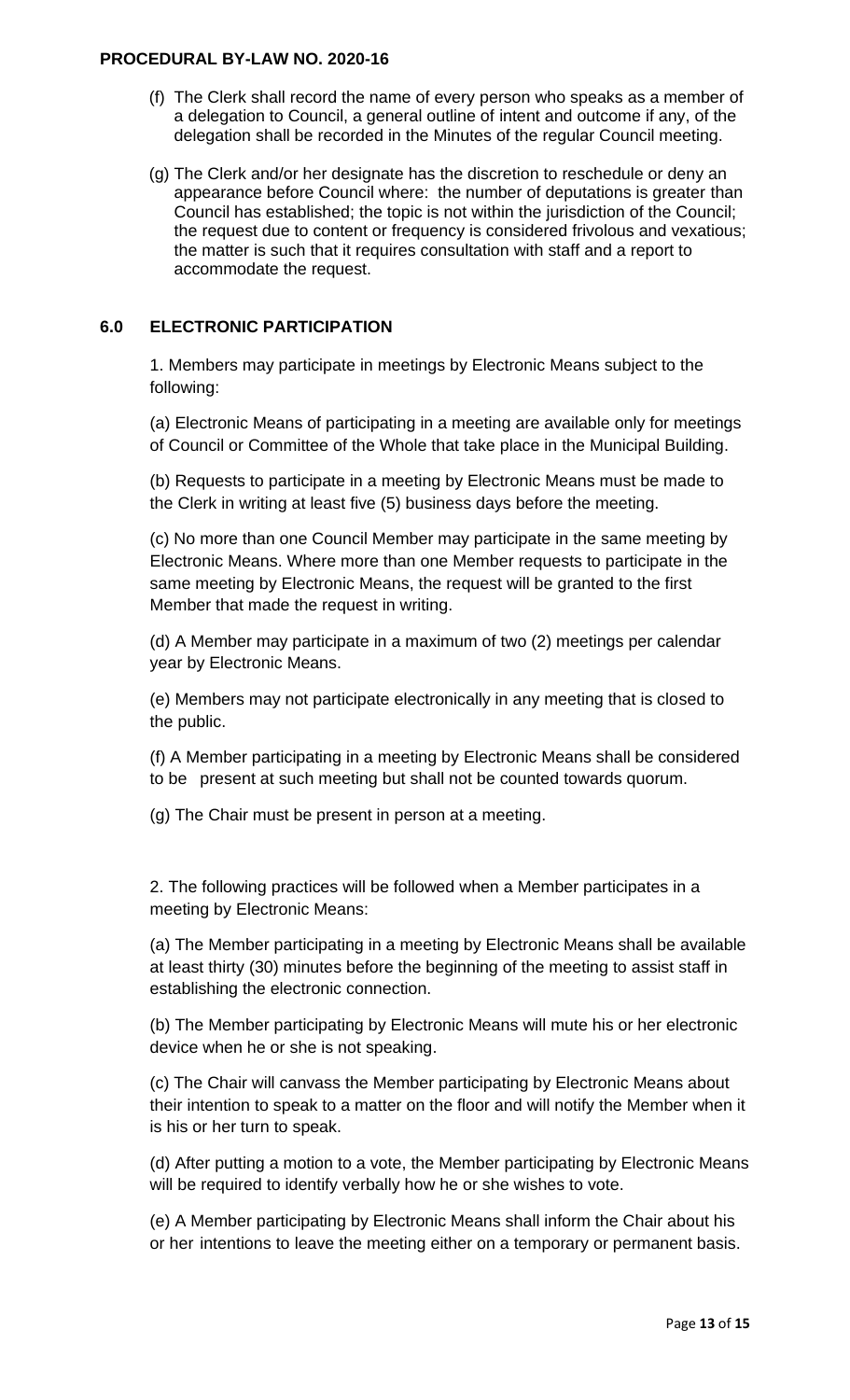(f) The Clerk shall record the name of every person who speaks as a member of a delegation to Council, a general outline of intent and outcome if any, of the delegation shall be recorded in the Minutes of the regular Council meeting.

(g) The Clerk and/or her designate has the discretion to reschedule or deny an appearance before Council where: the number of deputations is greater than Council has established; the topic is not within the jurisdiction of the Council; the request due to content or frequency is considered frivolous and vexatious; the matter is such that it requires consultation with staff and a report to accommodate the request.

## 6.0 ELECTRONIC PARTICIPATION

1. Members may participate in meetings by Electronic Means subject to the following:

(a) Electronic Means of participating in a meeting are available only for meetings of Council or Committee of the Whole that take place in the Municipal Building.

(b) Requests to participate in a meeting by Electronic Means must be made to the Clerk in writing at least five (5) business days before the meeting.

(c) No more than one Council Member may participate in the same meeting by Electronic Means. Where more than one Member requests to participate in the same meeting by Electronic Means, the request will be granted to the first Member that made the request in writing.

(d) A Member may participate in a maximum of two (2) meetings per calendar year by Electronic Means.

(e) Members may not participate electronically in any meeting that is closed to the public.

(f) A Member participating in a meeting by Electronic Means shall be considered to be present at such meeting but shall not be counted towards quorum.

(g) The Chair must be present in person at a meeting.

2. The following practices will be followed when a Member participates in a meeting by Electronic Means:

(a) The Member participating in a meeting by Electronic Means shall be available at least thirty (30) minutes before the beginning of the meeting to assist staff in establishing the electronic connection.

(b) The Member participating by Electronic Means will mute his or her electronic device when he or she is not speaking.

(c) The Chair will canvass the Member participating by Electronic Means about their intention to speak to a matter on the floor and will notify the Member when it is his or her turn to speak.

(d) After putting a motion to a vote, the Member participating by Electronic Means will be required to identify verbally how he or she wishes to vote.

(e) A Member participating by Electronic Means shall inform the Chair about his or her intentions to leave the meeting either on a temporary or permanent basis.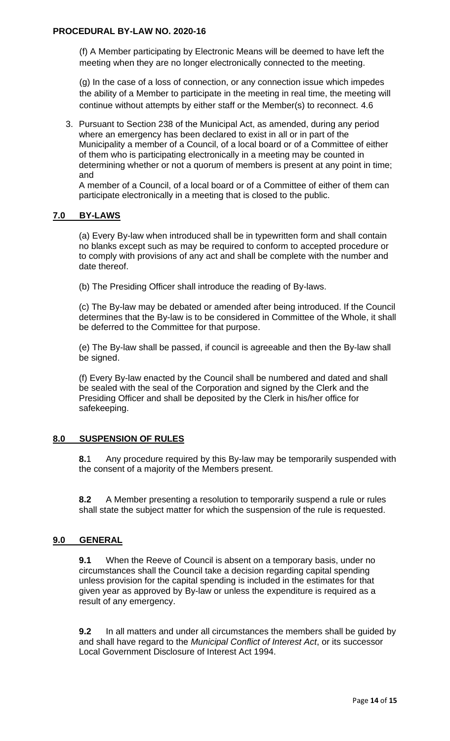(f) A Member participating by Electronic Means will be deemed to have left the meeting when they are no longer electronically connected to the meeting.

(g) In the case of a loss of connection, or any connection issue which impedes the ability of a Member to participate in the meeting in real time, the meeting will continue without attempts by either staff or the Member(s) to reconnect. 4.6

3. Pursuant to Section 238 of the Municipal Act, as amended, during any period where an emergency has been declared to exist in all or in part of the Municipality a member of a Council, of a local board or of a Committee of either of them who is participating electronically in a meeting may be counted in determining whether or not a quorum of members is present at any point in time; and

   A member of a Council, of a local board or of a Committee of either of them can participate electronically in a meeting that is closed to the public.

## 7.0 BY-LAWS

(a) Every By-law when introduced shall be in typewritten form and shall contain no blanks except such as may be required to conform to accepted procedure or to comply with provisions of any act and shall be complete with the number and date thereof.

(b) The Presiding Officer shall introduce the reading of By-laws.

(c) The By-law may be debated or amended after being introduced. If the Council determines that the By-law is to be considered in Committee of the Whole, it shall be deferred to the Committee for that purpose.

(e) The By-law shall be passed, if council is agreeable and then the By-law shall be signed.

(f) Every By-law enacted by the Council shall be numbered and dated and shall be sealed with the seal of the Corporation and signed by the Clerk and the Presiding Officer and shall be deposited by the Clerk in his/her office for safekeeping.

## 8.0 SUSPENSION OF RULES

**8.**1 Any procedure required by this By-law may be temporarily suspended with the consent of a majority of the Members present.

**8.2** A Member presenting a resolution to temporarily suspend a rule or rules shall state the subject matter for which the suspension of the rule is requested.

## 9.0 GENERAL

**9.1** When the Reeve of Council is absent on a temporary basis, under no circumstances shall the Council take a decision regarding capital spending unless provision for the capital spending is included in the estimates for that given year as approved by By-law or unless the expenditure is required as a result of any emergency.

**9.2** In all matters and under all circumstances the members shall be guided by and shall have regard to the *Municipal Conflict of Interest Act*, or its successor Local Government Disclosure of Interest Act 1994.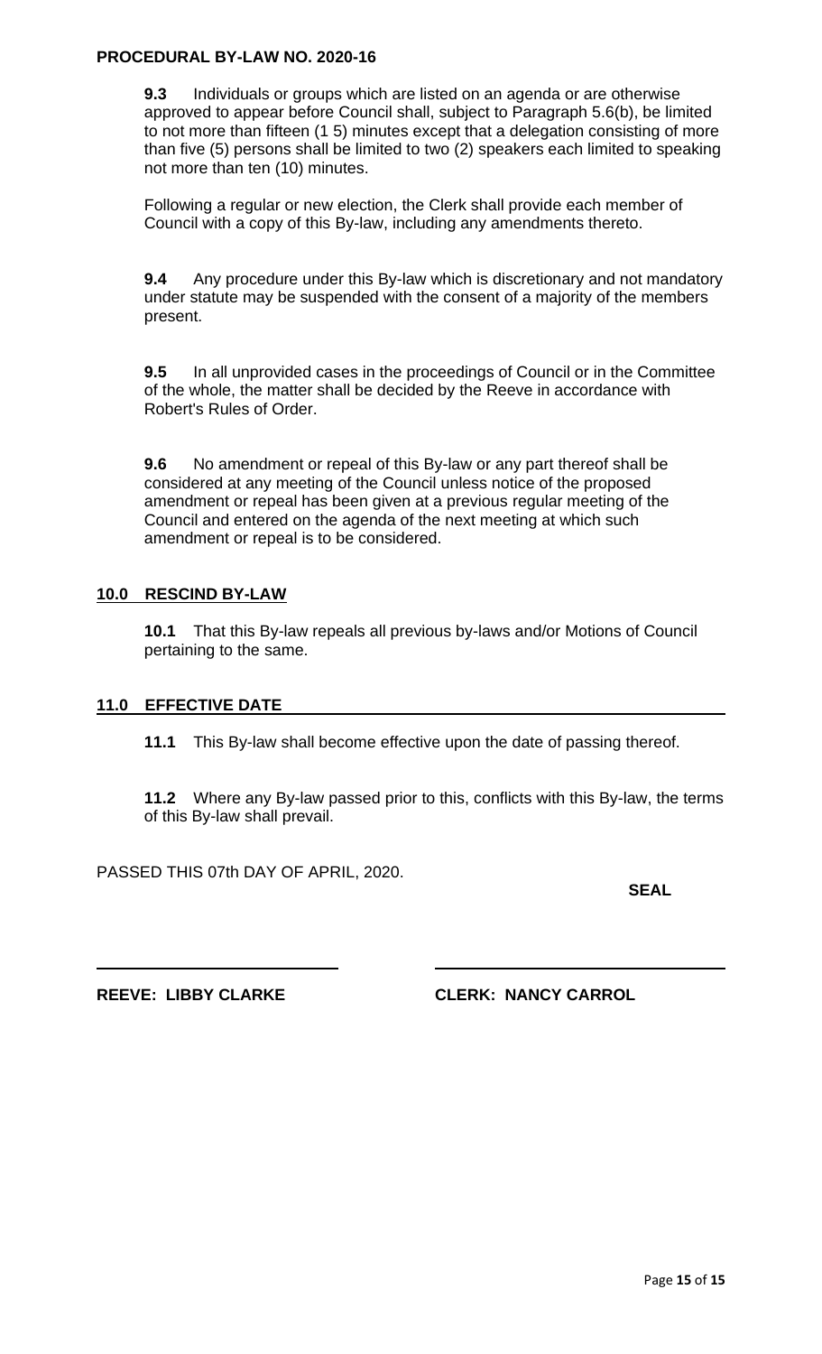**9.3** Individuals or groups which are listed on an agenda or are otherwise approved to appear before Council shall, subject to Paragraph 5.6(b), be limited to not more than fifteen (1 5) minutes except that a delegation consisting of more than five (5) persons shall be limited to two (2) speakers each limited to speaking not more than ten (10) minutes.

Following a regular or new election, the Clerk shall provide each member of Council with a copy of this By-law, including any amendments thereto.

**9.4** Any procedure under this By-law which is discretionary and not mandatory under statute may be suspended with the consent of a majority of the members present.

**9.5** In all unprovided cases in the proceedings of Council or in the Committee of the whole, the matter shall be decided by the Reeve in accordance with Robert's Rules of Order.

**9.6** No amendment or repeal of this By-law or any part thereof shall be considered at any meeting of the Council unless notice of the proposed amendment or repeal has been given at a previous regular meeting of the Council and entered on the agenda of the next meeting at which such amendment or repeal is to be considered.

## 10.0 RESCIND BY-LAW

**10.1** That this By-law repeals all previous by-laws and/or Motions of Council pertaining to the same.

## 11.0 EFFECTIVE DATE

**11.1** This By-law shall become effective upon the date of passing thereof.

**11.2** Where any By-law passed prior to this, conflicts with this By-law, the terms of this By-law shall prevail.

PASSED THIS 07th DAY OF APRIL, 2020.

**SEAL**

**REEVE: LIBBY CLARKE**

**CLERK: NANCY CARROL**